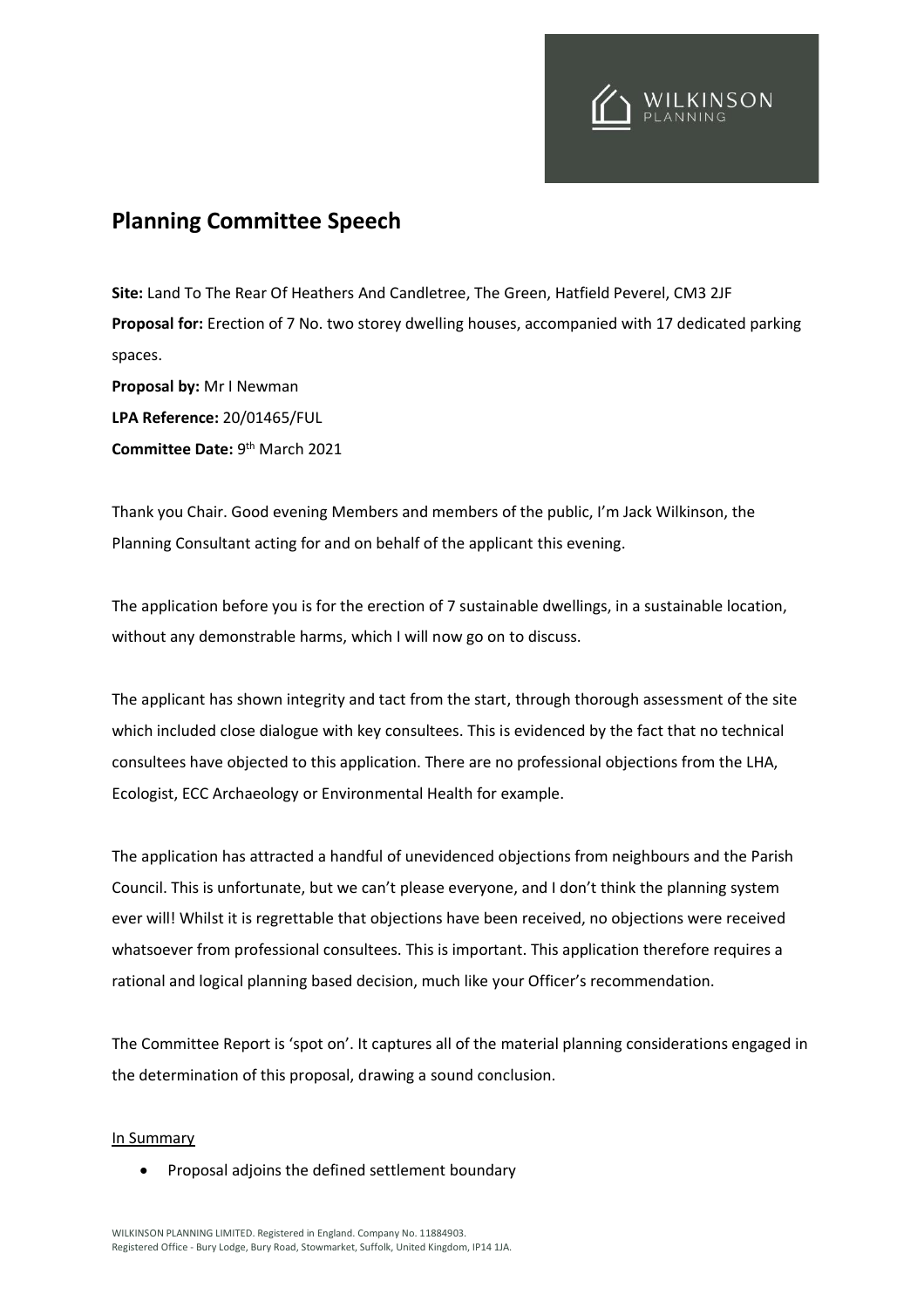# Planning Committee Speech

**Site:** Land To The Rear Of Heathers And Candletree, The Green, Hatfield Peverel, CM3 2JF
**Proposal for:** Erection of 7 No. two storey dwelling houses, accompanied with 17 dedicated parking spaces.
**Proposal by:** Mr I Newman
**LPA Reference:** 20/01465/FUL
**Committee Date:** 9th March 2021

Thank you Chair. Good evening Members and members of the public, I'm Jack Wilkinson, the Planning Consultant acting for and on behalf of the applicant this evening.

The application before you is for the erection of 7 sustainable dwellings, in a sustainable location, without any demonstrable harms, which I will now go on to discuss.

The applicant has shown integrity and tact from the start, through thorough assessment of the site which included close dialogue with key consultees. This is evidenced by the fact that no technical consultees have objected to this application. There are no professional objections from the LHA, Ecologist, ECC Archaeology or Environmental Health for example.

The application has attracted a handful of unevidenced objections from neighbours and the Parish Council. This is unfortunate, but we can't please everyone, and I don't think the planning system ever will! Whilst it is regrettable that objections have been received, no objections were received whatsoever from professional consultees. This is important. This application therefore requires a rational and logical planning based decision, much like your Officer's recommendation.

The Committee Report is 'spot on'. It captures all of the material planning considerations engaged in the determination of this proposal, drawing a sound conclusion.

In Summary

- Proposal adjoins the defined settlement boundary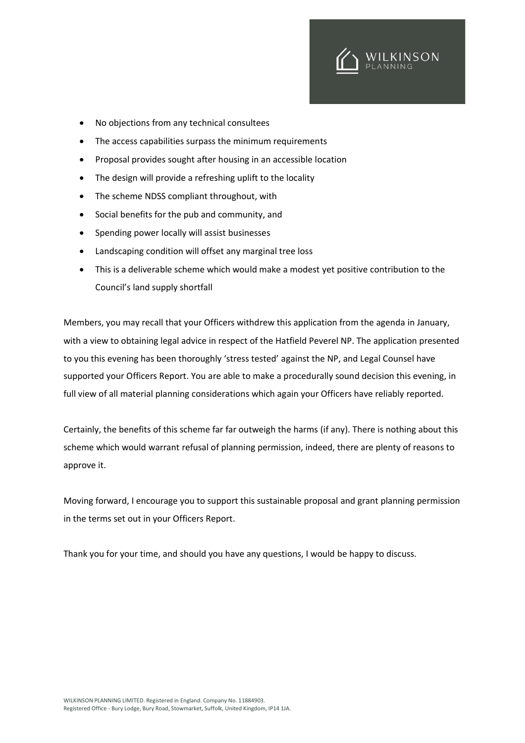- No objections from any technical consultees
- The access capabilities surpass the minimum requirements
- Proposal provides sought after housing in an accessible location
- The design will provide a refreshing uplift to the locality
- The scheme NDSS compliant throughout, with
- Social benefits for the pub and community, and
- Spending power locally will assist businesses
- Landscaping condition will offset any marginal tree loss
- This is a deliverable scheme which would make a modest yet positive contribution to the Council's land supply shortfall

Members, you may recall that your Officers withdrew this application from the agenda in January, with a view to obtaining legal advice in respect of the Hatfield Peverel NP. The application presented to you this evening has been thoroughly 'stress tested' against the NP, and Legal Counsel have supported your Officers Report. You are able to make a procedurally sound decision this evening, in full view of all material planning considerations which again your Officers have reliably reported.

Certainly, the benefits of this scheme far far outweigh the harms (if any). There is nothing about this scheme which would warrant refusal of planning permission, indeed, there are plenty of reasons to approve it.

Moving forward, I encourage you to support this sustainable proposal and grant planning permission in the terms set out in your Officers Report.

Thank you for your time, and should you have any questions, I would be happy to discuss.

WILKINSON PLANNING LIMITED. Registered in England. Company No. 11884903.
Registered Office - Bury Lodge, Bury Road, Stowmarket, Suffolk, United Kingdom, IP14 1JA.